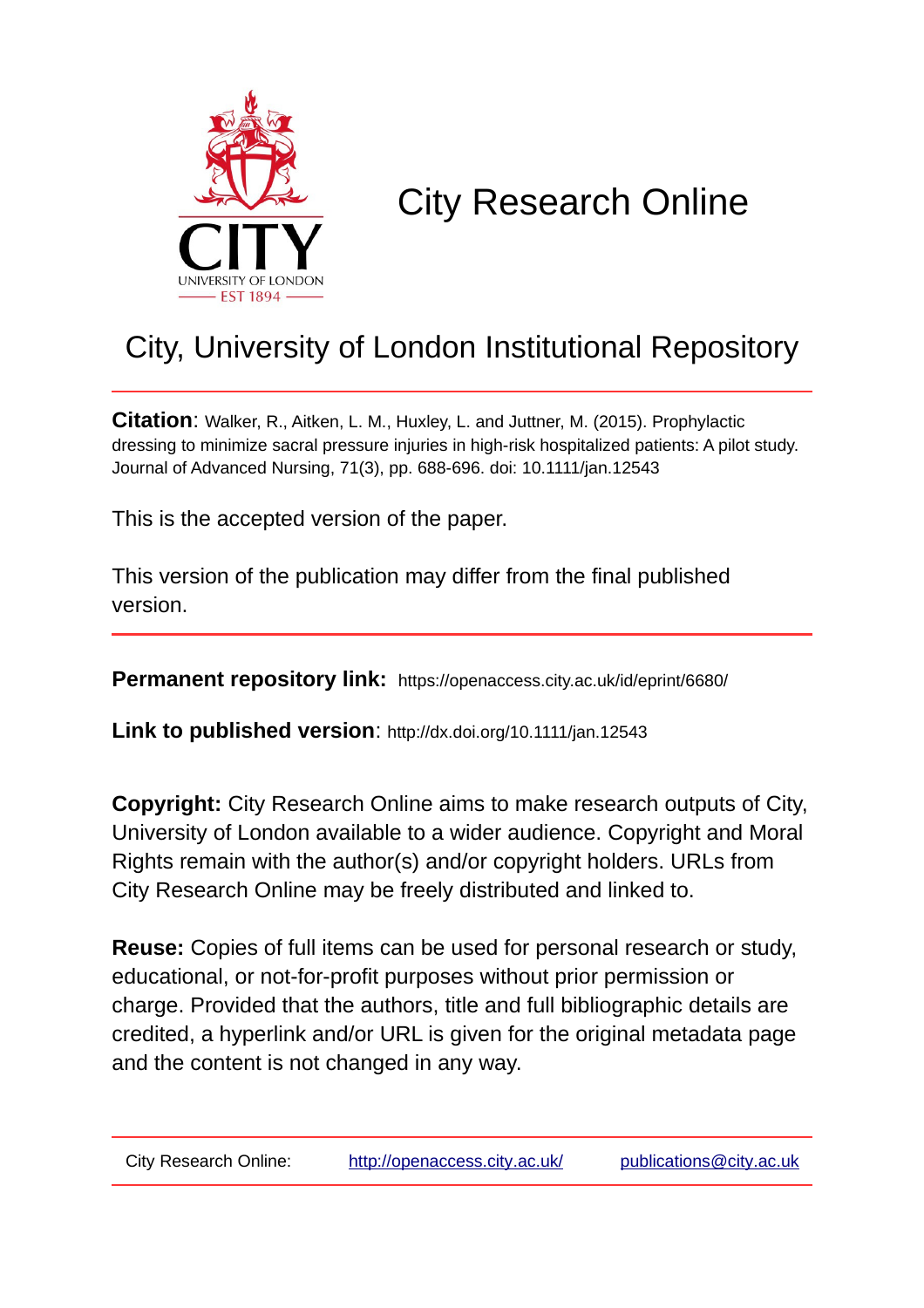City Research Online

# City, University of London Institutional Repository

**Citation**: Walker, R., Aitken, L. M., Huxley, L. and Juttner, M. (2015). Prophylactic dressing to minimize sacral pressure injuries in high-risk hospitalized patients: A pilot study. Journal of Advanced Nursing, 71(3), pp. 688-696. doi: 10.1111/jan.12543

This is the accepted version of the paper.

This version of the publication may differ from the final published version.

**Permanent repository link:** https://openaccess.city.ac.uk/id/eprint/6680/

**Link to published version**: http://dx.doi.org/10.1111/jan.12543

**Copyright:** City Research Online aims to make research outputs of City, University of London available to a wider audience. Copyright and Moral Rights remain with the author(s) and/or copyright holders. URLs from City Research Online may be freely distributed and linked to.

**Reuse:** Copies of full items can be used for personal research or study, educational, or not-for-profit purposes without prior permission or charge. Provided that the authors, title and full bibliographic details are credited, a hyperlink and/or URL is given for the original metadata page and the content is not changed in any way.

City Research Online: http://openaccess.city.ac.uk/ publications@city.ac.uk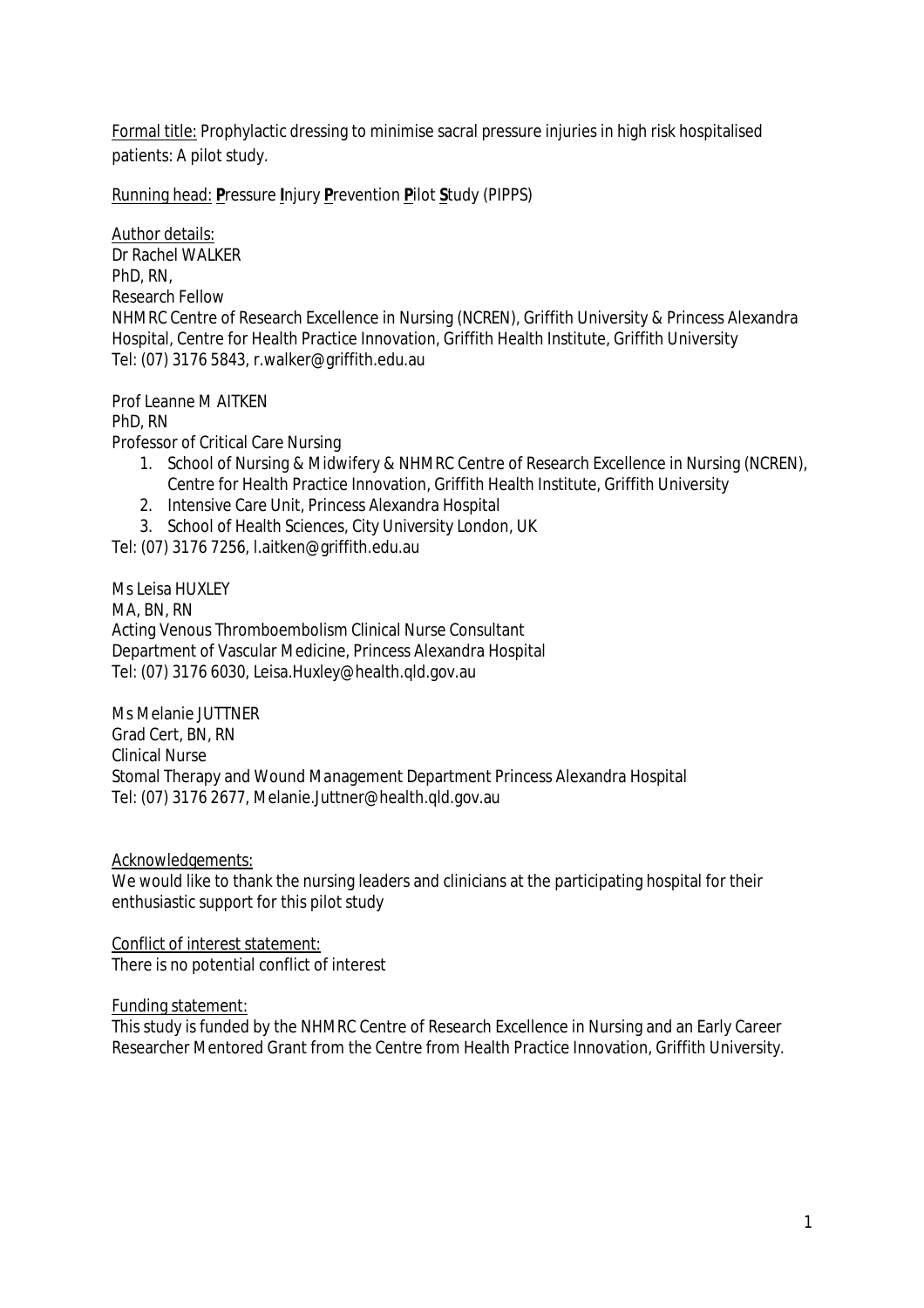Formal title: Prophylactic dressing to minimise sacral pressure injuries in high risk hospitalised patients: A pilot study.

Running head: **P**ressure **I**njury **P**revention **P**ilot **S**tudy (PIPPS)

Author details:

Dr Rachel WALKER
PhD, RN,
Research Fellow
NHMRC Centre of Research Excellence in Nursing (NCREN), Griffith University & Princess Alexandra Hospital, Centre for Health Practice Innovation, Griffith Health Institute, Griffith University
Tel: (07) 3176 5843, r.walker@griffith.edu.au

Prof Leanne M AITKEN
PhD, RN
Professor of Critical Care Nursing

1. School of Nursing & Midwifery & NHMRC Centre of Research Excellence in Nursing (NCREN), Centre for Health Practice Innovation, Griffith Health Institute, Griffith University
2. Intensive Care Unit, Princess Alexandra Hospital
3. School of Health Sciences, City University London, UK

Tel: (07) 3176 7256, l.aitken@griffith.edu.au

Ms Leisa HUXLEY
MA, BN, RN
Acting Venous Thromboembolism Clinical Nurse Consultant
Department of Vascular Medicine, Princess Alexandra Hospital
Tel: (07) 3176 6030, Leisa.Huxley@health.qld.gov.au

Ms Melanie JUTTNER
Grad Cert, BN, RN
Clinical Nurse
Stomal Therapy and Wound Management Department Princess Alexandra Hospital
Tel: (07) 3176 2677, Melanie.Juttner@health.qld.gov.au

Acknowledgements:

We would like to thank the nursing leaders and clinicians at the participating hospital for their enthusiastic support for this pilot study

Conflict of interest statement:

There is no potential conflict of interest

Funding statement:

This study is funded by the NHMRC Centre of Research Excellence in Nursing and an Early Career Researcher Mentored Grant from the Centre from Health Practice Innovation, Griffith University.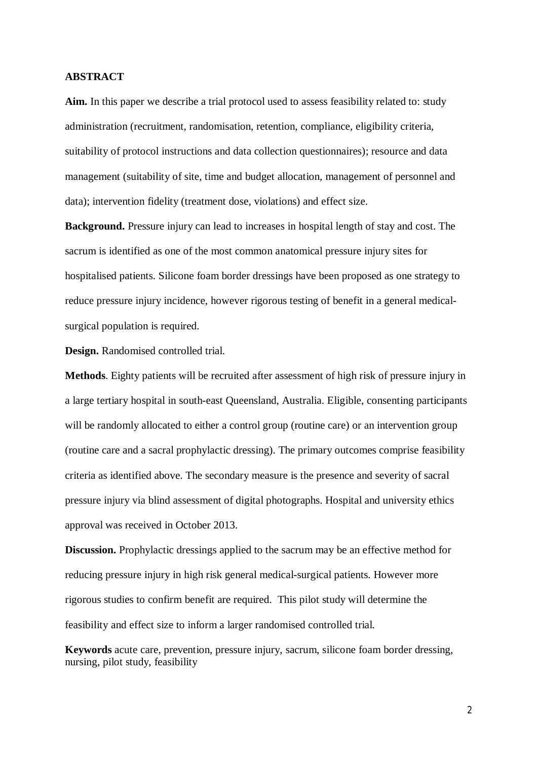## ABSTRACT

**Aim.** In this paper we describe a trial protocol used to assess feasibility related to: study administration (recruitment, randomisation, retention, compliance, eligibility criteria, suitability of protocol instructions and data collection questionnaires); resource and data management (suitability of site, time and budget allocation, management of personnel and data); intervention fidelity (treatment dose, violations) and effect size.

**Background.** Pressure injury can lead to increases in hospital length of stay and cost. The sacrum is identified as one of the most common anatomical pressure injury sites for hospitalised patients. Silicone foam border dressings have been proposed as one strategy to reduce pressure injury incidence, however rigorous testing of benefit in a general medical-surgical population is required.

**Design.** Randomised controlled trial.

**Methods**. Eighty patients will be recruited after assessment of high risk of pressure injury in a large tertiary hospital in south-east Queensland, Australia. Eligible, consenting participants will be randomly allocated to either a control group (routine care) or an intervention group (routine care and a sacral prophylactic dressing). The primary outcomes comprise feasibility criteria as identified above. The secondary measure is the presence and severity of sacral pressure injury via blind assessment of digital photographs. Hospital and university ethics approval was received in October 2013.

**Discussion.** Prophylactic dressings applied to the sacrum may be an effective method for reducing pressure injury in high risk general medical-surgical patients. However more rigorous studies to confirm benefit are required. This pilot study will determine the feasibility and effect size to inform a larger randomised controlled trial.

**Keywords** acute care, prevention, pressure injury, sacrum, silicone foam border dressing, nursing, pilot study, feasibility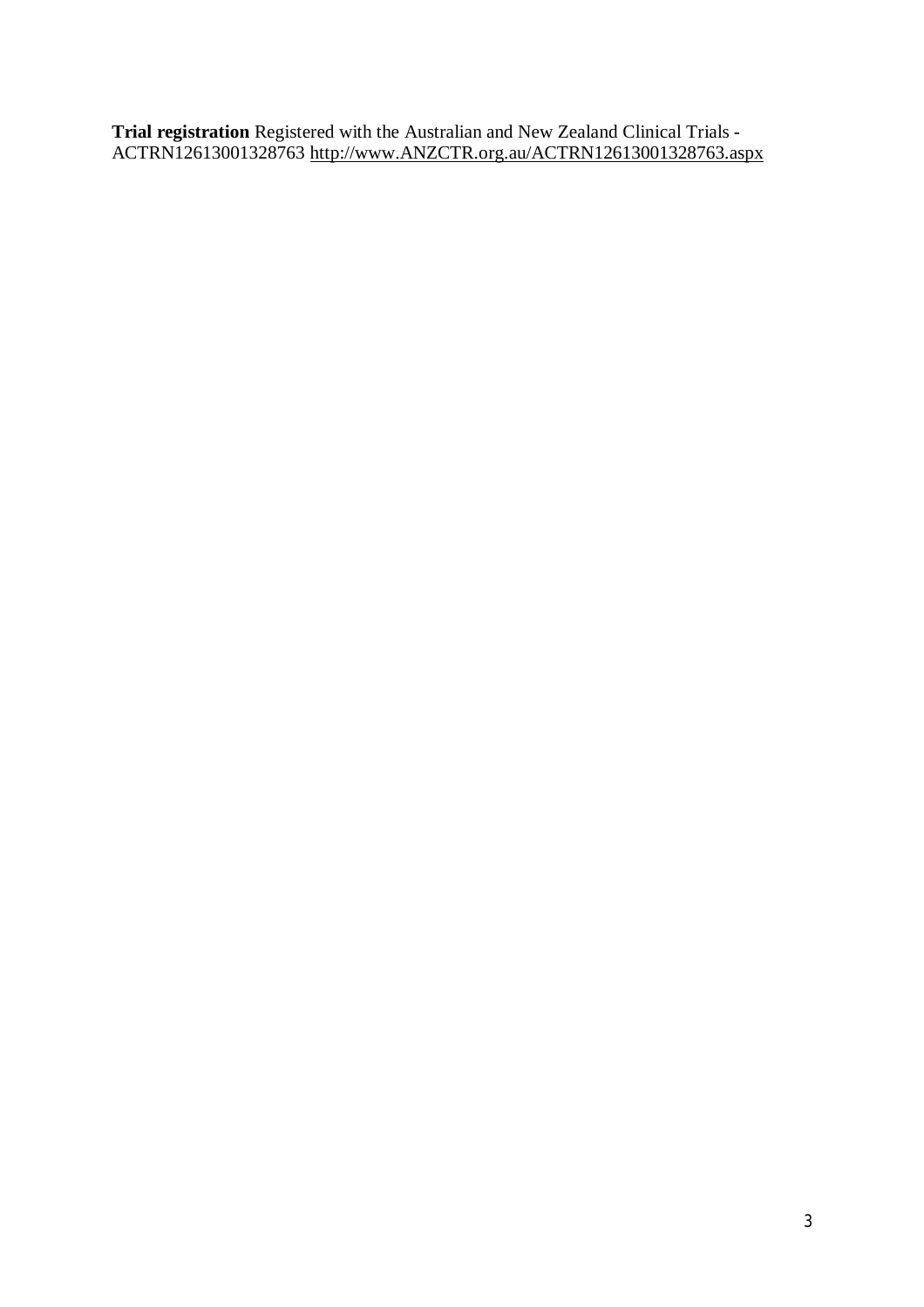**Trial registration** Registered with the Australian and New Zealand Clinical Trials - ACTRN12613001328763 http://www.ANZCTR.org.au/ACTRN12613001328763.aspx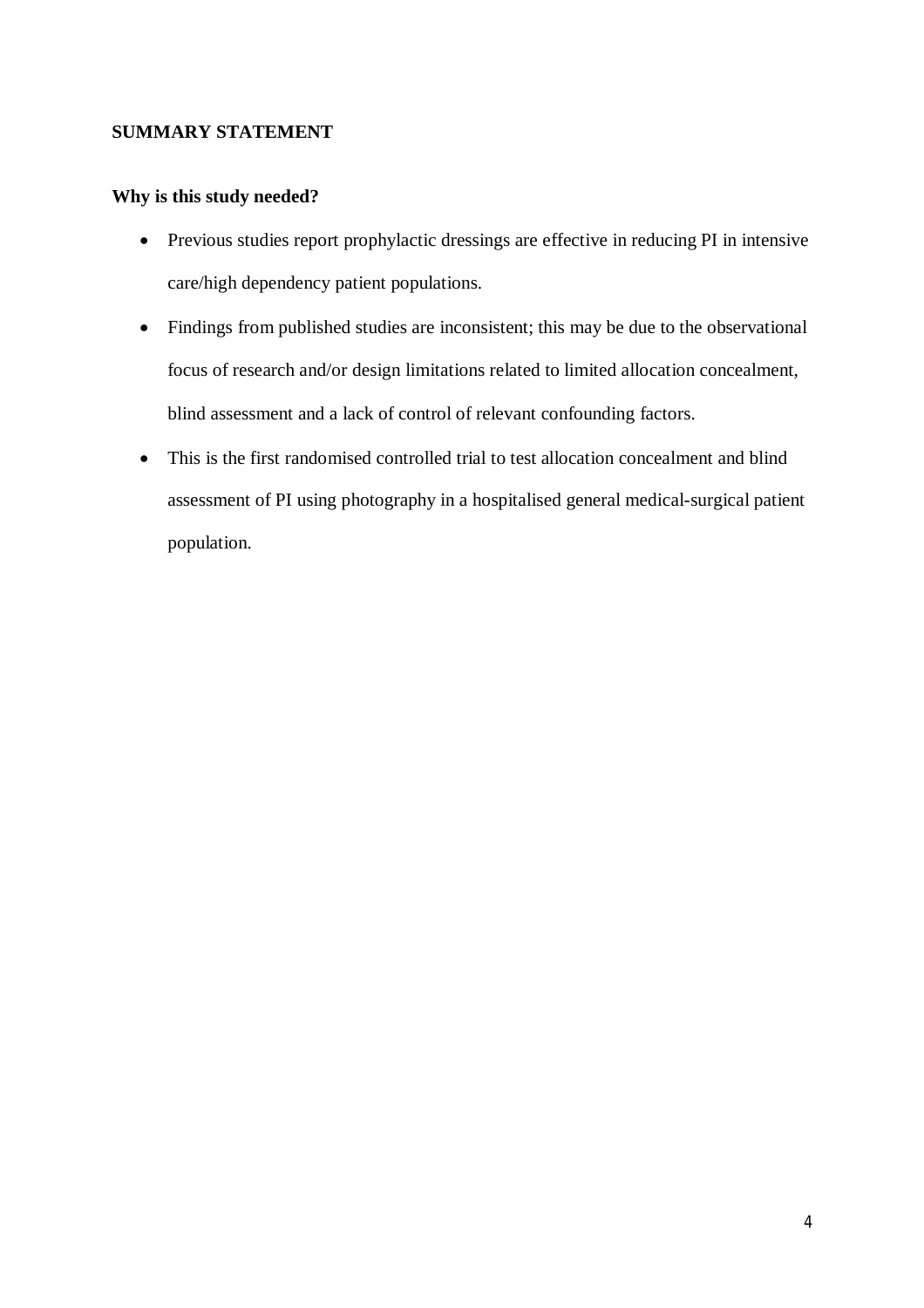**SUMMARY STATEMENT**

**Why is this study needed?**

- Previous studies report prophylactic dressings are effective in reducing PI in intensive care/high dependency patient populations.
- Findings from published studies are inconsistent; this may be due to the observational focus of research and/or design limitations related to limited allocation concealment, blind assessment and a lack of control of relevant confounding factors.
- This is the first randomised controlled trial to test allocation concealment and blind assessment of PI using photography in a hospitalised general medical-surgical patient population.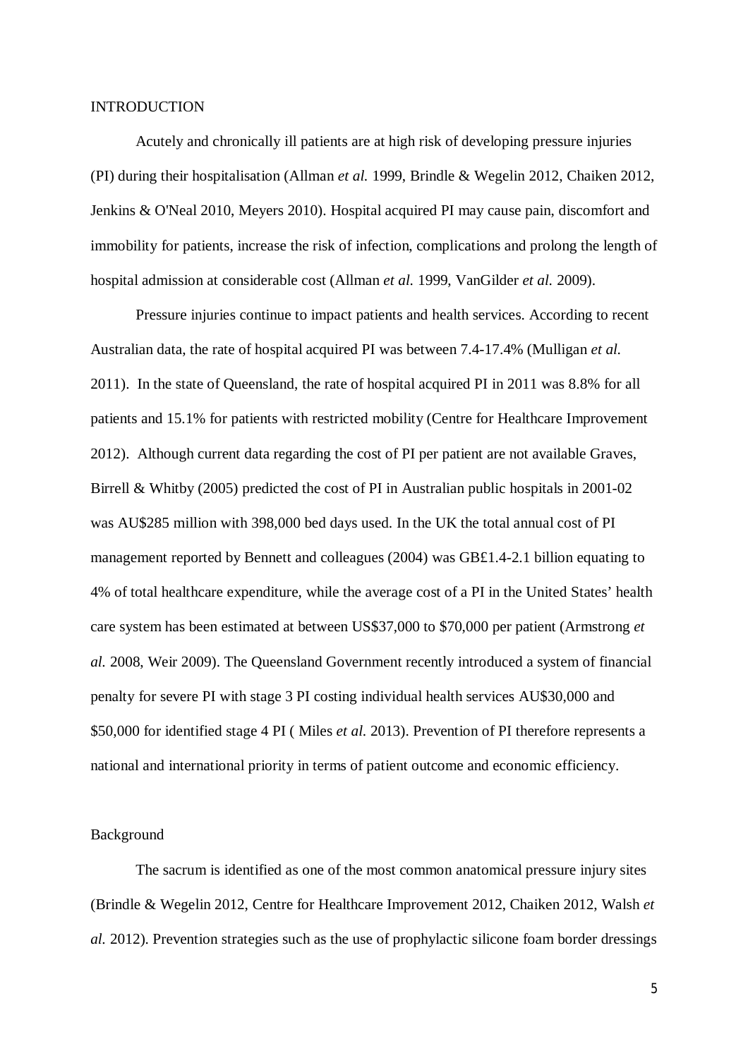# INTRODUCTION

Acutely and chronically ill patients are at high risk of developing pressure injuries (PI) during their hospitalisation (Allman *et al.* 1999, Brindle & Wegelin 2012, Chaiken 2012, Jenkins & O'Neal 2010, Meyers 2010). Hospital acquired PI may cause pain, discomfort and immobility for patients, increase the risk of infection, complications and prolong the length of hospital admission at considerable cost (Allman *et al.* 1999, VanGilder *et al.* 2009).

Pressure injuries continue to impact patients and health services. According to recent Australian data, the rate of hospital acquired PI was between 7.4-17.4% (Mulligan *et al.* 2011). In the state of Queensland, the rate of hospital acquired PI in 2011 was 8.8% for all patients and 15.1% for patients with restricted mobility (Centre for Healthcare Improvement 2012). Although current data regarding the cost of PI per patient are not available Graves, Birrell & Whitby (2005) predicted the cost of PI in Australian public hospitals in 2001-02 was AU$285 million with 398,000 bed days used. In the UK the total annual cost of PI management reported by Bennett and colleagues (2004) was GB£1.4-2.1 billion equating to 4% of total healthcare expenditure, while the average cost of a PI in the United States' health care system has been estimated at between US$37,000 to $70,000 per patient (Armstrong *et al.* 2008, Weir 2009). The Queensland Government recently introduced a system of financial penalty for severe PI with stage 3 PI costing individual health services AU$30,000 and $50,000 for identified stage 4 PI ( Miles *et al.* 2013). Prevention of PI therefore represents a national and international priority in terms of patient outcome and economic efficiency.

## Background

The sacrum is identified as one of the most common anatomical pressure injury sites (Brindle & Wegelin 2012, Centre for Healthcare Improvement 2012, Chaiken 2012, Walsh *et al.* 2012). Prevention strategies such as the use of prophylactic silicone foam border dressings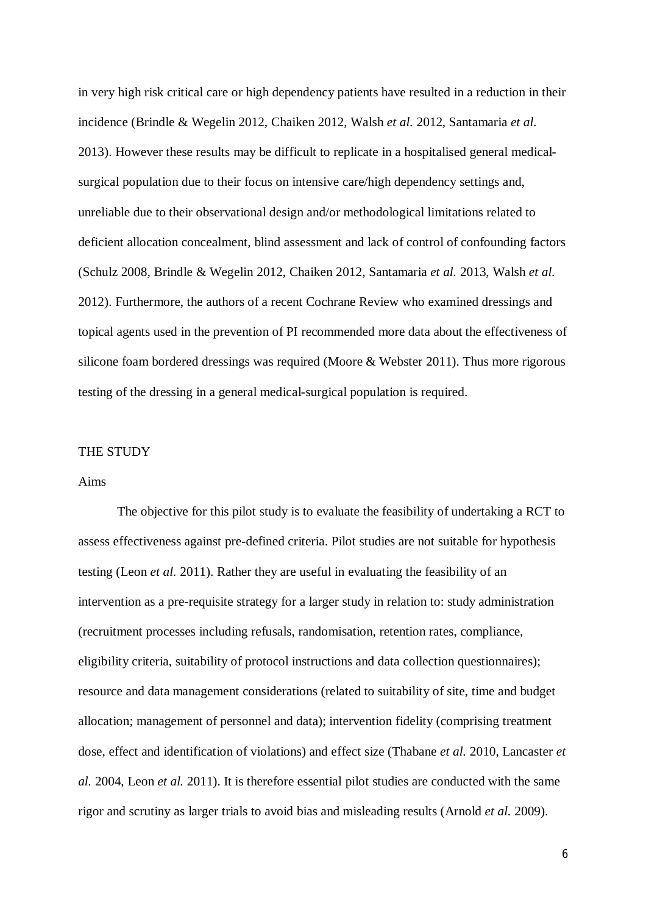in very high risk critical care or high dependency patients have resulted in a reduction in their incidence (Brindle & Wegelin 2012, Chaiken 2012, Walsh *et al.* 2012, Santamaria *et al.* 2013). However these results may be difficult to replicate in a hospitalised general medical-surgical population due to their focus on intensive care/high dependency settings and, unreliable due to their observational design and/or methodological limitations related to deficient allocation concealment, blind assessment and lack of control of confounding factors (Schulz 2008, Brindle & Wegelin 2012, Chaiken 2012, Santamaria *et al.* 2013, Walsh *et al.* 2012). Furthermore, the authors of a recent Cochrane Review who examined dressings and topical agents used in the prevention of PI recommended more data about the effectiveness of silicone foam bordered dressings was required (Moore & Webster 2011). Thus more rigorous testing of the dressing in a general medical-surgical population is required.

## THE STUDY

### Aims

The objective for this pilot study is to evaluate the feasibility of undertaking a RCT to assess effectiveness against pre-defined criteria. Pilot studies are not suitable for hypothesis testing (Leon *et al.* 2011). Rather they are useful in evaluating the feasibility of an intervention as a pre-requisite strategy for a larger study in relation to: study administration (recruitment processes including refusals, randomisation, retention rates, compliance, eligibility criteria, suitability of protocol instructions and data collection questionnaires); resource and data management considerations (related to suitability of site, time and budget allocation; management of personnel and data); intervention fidelity (comprising treatment dose, effect and identification of violations) and effect size (Thabane *et al.* 2010, Lancaster *et al.* 2004, Leon *et al.* 2011). It is therefore essential pilot studies are conducted with the same rigor and scrutiny as larger trials to avoid bias and misleading results (Arnold *et al.* 2009).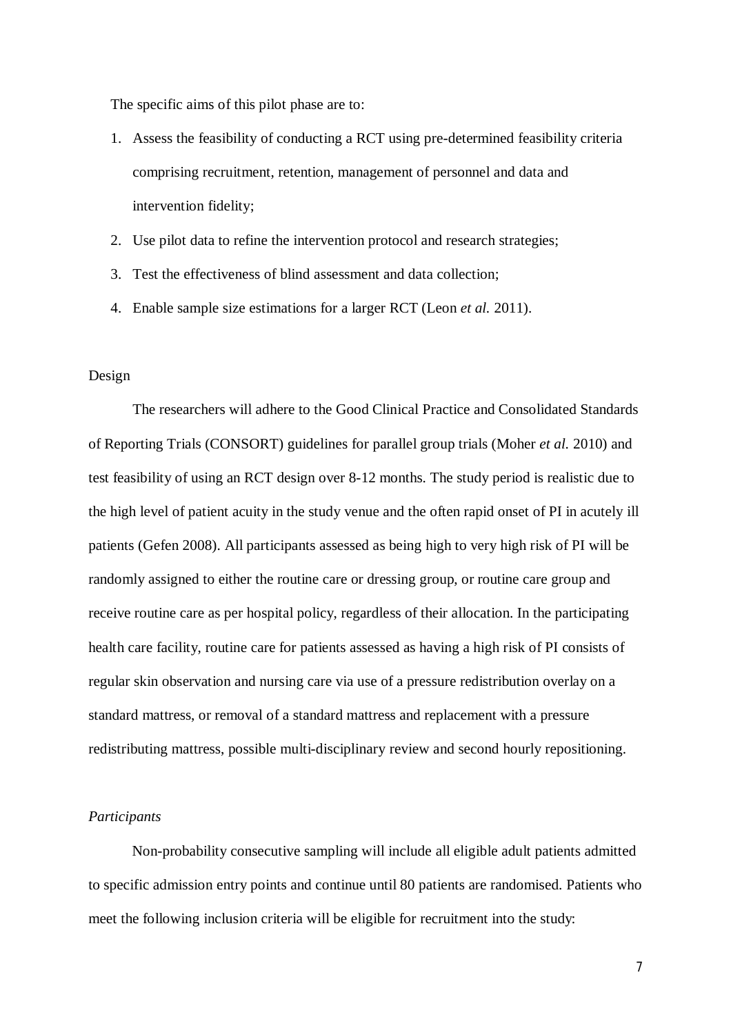The specific aims of this pilot phase are to:

1. Assess the feasibility of conducting a RCT using pre-determined feasibility criteria comprising recruitment, retention, management of personnel and data and intervention fidelity;
2. Use pilot data to refine the intervention protocol and research strategies;
3. Test the effectiveness of blind assessment and data collection;
4. Enable sample size estimations for a larger RCT (Leon *et al.* 2011).

## Design

The researchers will adhere to the Good Clinical Practice and Consolidated Standards of Reporting Trials (CONSORT) guidelines for parallel group trials (Moher *et al.* 2010) and test feasibility of using an RCT design over 8-12 months. The study period is realistic due to the high level of patient acuity in the study venue and the often rapid onset of PI in acutely ill patients (Gefen 2008). All participants assessed as being high to very high risk of PI will be randomly assigned to either the routine care or dressing group, or routine care group and receive routine care as per hospital policy, regardless of their allocation. In the participating health care facility, routine care for patients assessed as having a high risk of PI consists of regular skin observation and nursing care via use of a pressure redistribution overlay on a standard mattress, or removal of a standard mattress and replacement with a pressure redistributing mattress, possible multi-disciplinary review and second hourly repositioning.

### *Participants*

Non-probability consecutive sampling will include all eligible adult patients admitted to specific admission entry points and continue until 80 patients are randomised. Patients who meet the following inclusion criteria will be eligible for recruitment into the study: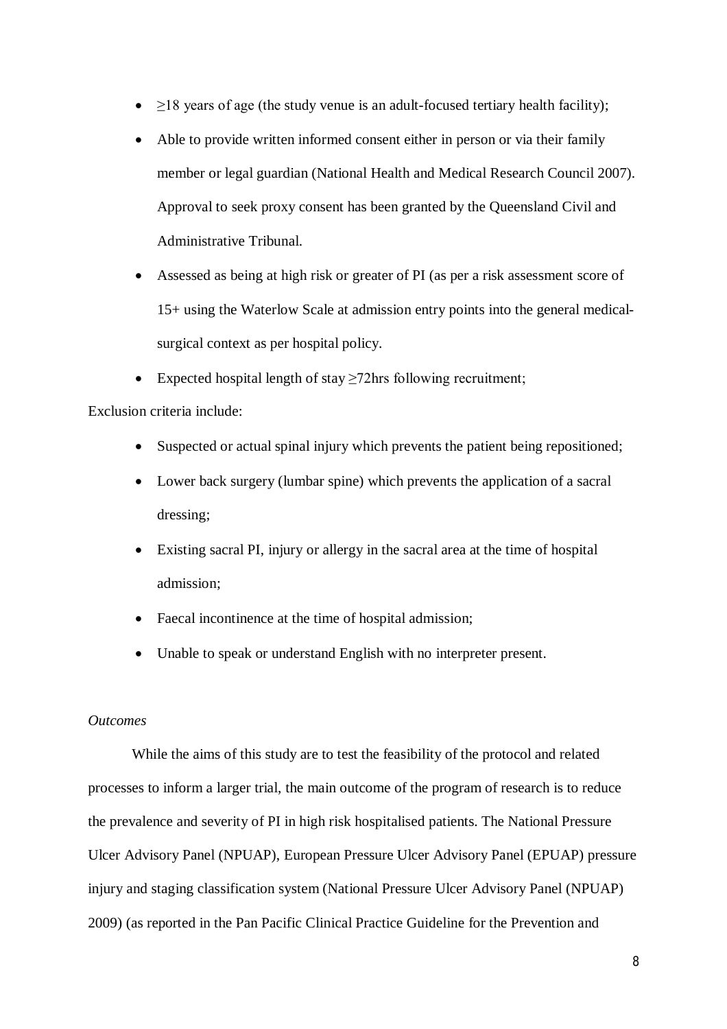- ≥18 years of age (the study venue is an adult-focused tertiary health facility);
- Able to provide written informed consent either in person or via their family member or legal guardian (National Health and Medical Research Council 2007). Approval to seek proxy consent has been granted by the Queensland Civil and Administrative Tribunal.
- Assessed as being at high risk or greater of PI (as per a risk assessment score of 15+ using the Waterlow Scale at admission entry points into the general medical-surgical context as per hospital policy.
- Expected hospital length of stay ≥72hrs following recruitment;

Exclusion criteria include:

- Suspected or actual spinal injury which prevents the patient being repositioned;
- Lower back surgery (lumbar spine) which prevents the application of a sacral dressing;
- Existing sacral PI, injury or allergy in the sacral area at the time of hospital admission;
- Faecal incontinence at the time of hospital admission;
- Unable to speak or understand English with no interpreter present.

*Outcomes*

While the aims of this study are to test the feasibility of the protocol and related processes to inform a larger trial, the main outcome of the program of research is to reduce the prevalence and severity of PI in high risk hospitalised patients. The National Pressure Ulcer Advisory Panel (NPUAP), European Pressure Ulcer Advisory Panel (EPUAP) pressure injury and staging classification system (National Pressure Ulcer Advisory Panel (NPUAP) 2009) (as reported in the Pan Pacific Clinical Practice Guideline for the Prevention and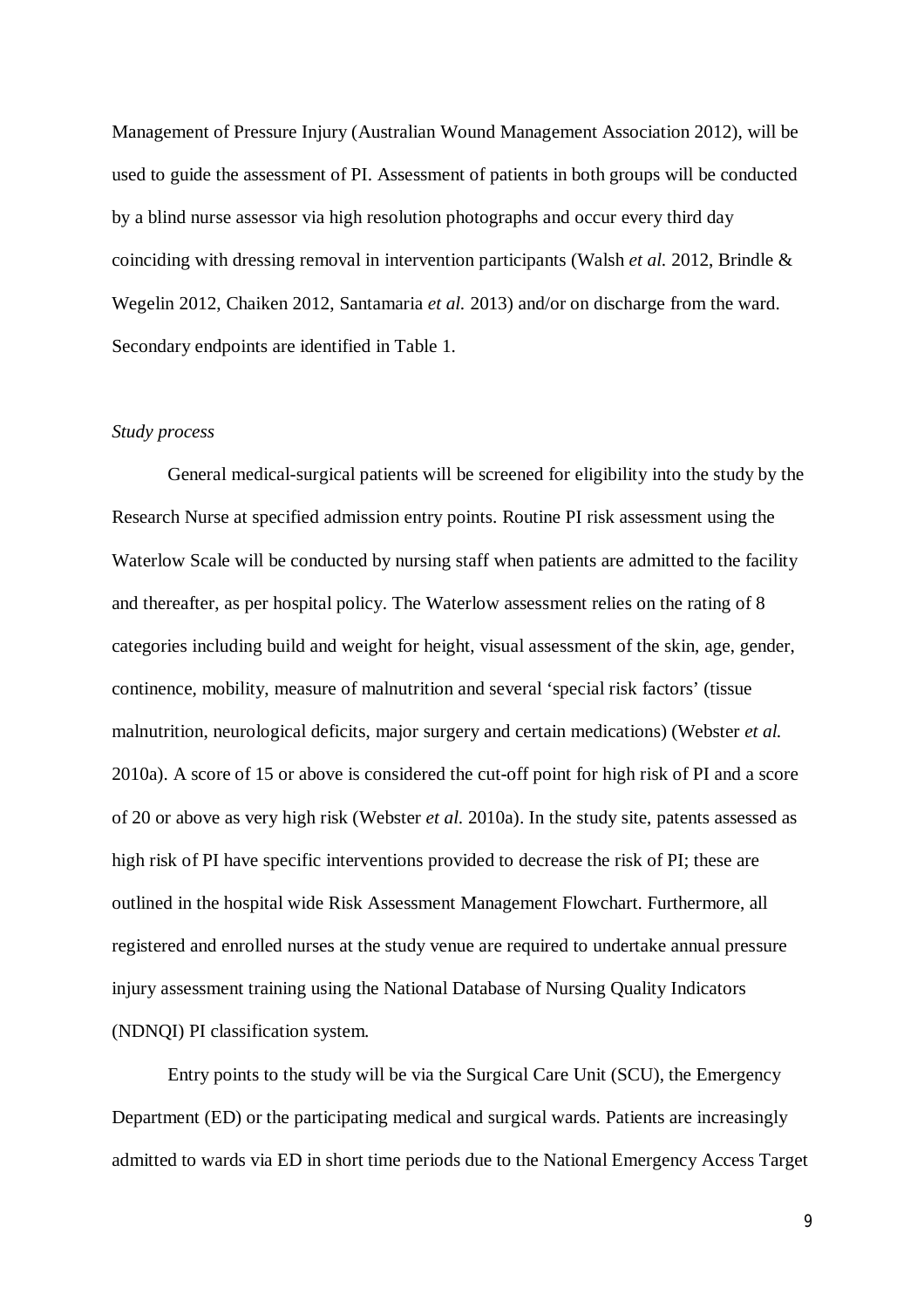Management of Pressure Injury (Australian Wound Management Association 2012), will be used to guide the assessment of PI. Assessment of patients in both groups will be conducted by a blind nurse assessor via high resolution photographs and occur every third day coinciding with dressing removal in intervention participants (Walsh *et al.* 2012, Brindle & Wegelin 2012, Chaiken 2012, Santamaria *et al.* 2013) and/or on discharge from the ward. Secondary endpoints are identified in Table 1.

*Study process*

General medical-surgical patients will be screened for eligibility into the study by the Research Nurse at specified admission entry points. Routine PI risk assessment using the Waterlow Scale will be conducted by nursing staff when patients are admitted to the facility and thereafter, as per hospital policy. The Waterlow assessment relies on the rating of 8 categories including build and weight for height, visual assessment of the skin, age, gender, continence, mobility, measure of malnutrition and several 'special risk factors' (tissue malnutrition, neurological deficits, major surgery and certain medications) (Webster *et al.* 2010a). A score of 15 or above is considered the cut-off point for high risk of PI and a score of 20 or above as very high risk (Webster *et al.* 2010a). In the study site, patents assessed as high risk of PI have specific interventions provided to decrease the risk of PI; these are outlined in the hospital wide Risk Assessment Management Flowchart. Furthermore, all registered and enrolled nurses at the study venue are required to undertake annual pressure injury assessment training using the National Database of Nursing Quality Indicators (NDNQI) PI classification system.

Entry points to the study will be via the Surgical Care Unit (SCU), the Emergency Department (ED) or the participating medical and surgical wards. Patients are increasingly admitted to wards via ED in short time periods due to the National Emergency Access Target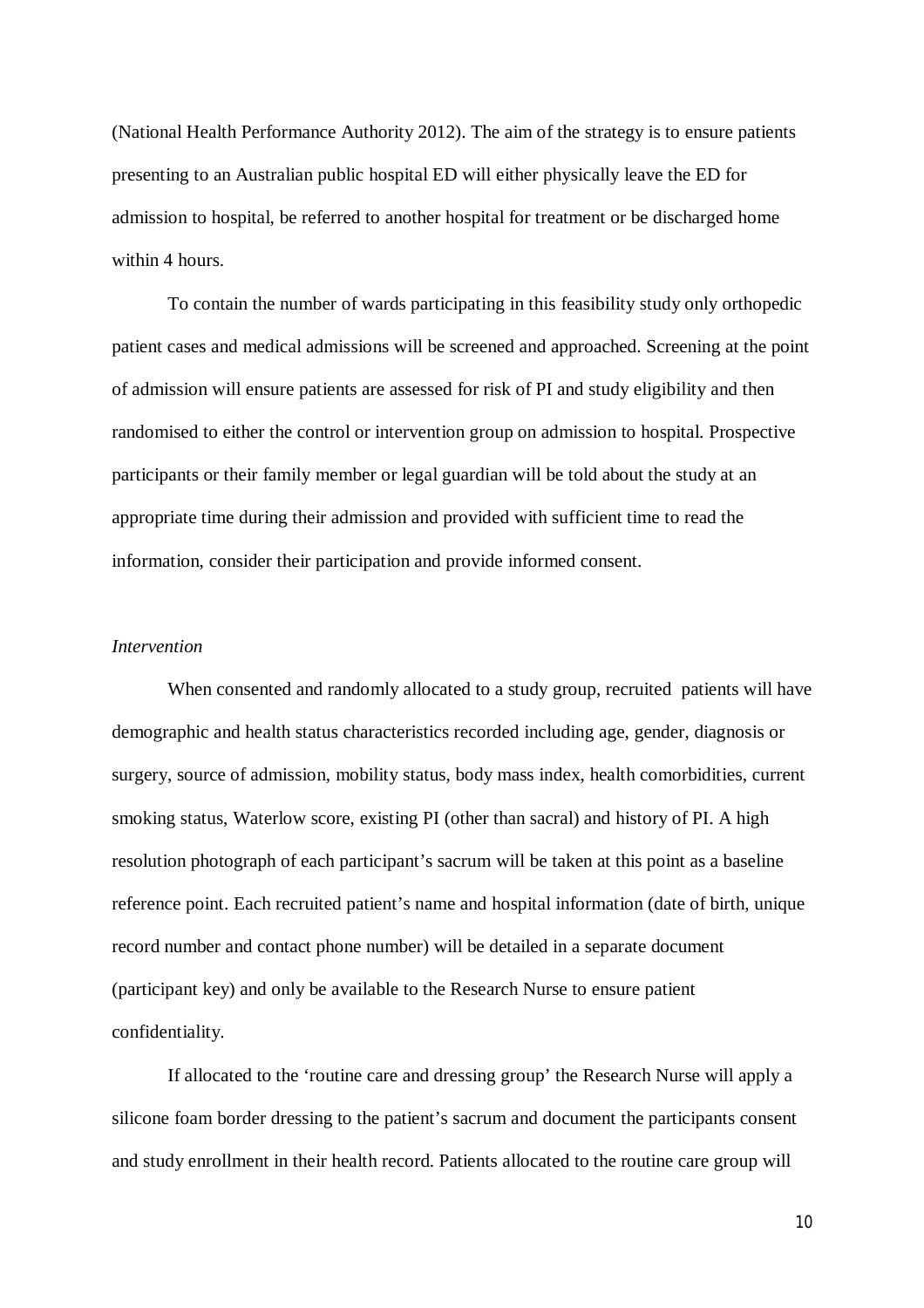(National Health Performance Authority 2012). The aim of the strategy is to ensure patients presenting to an Australian public hospital ED will either physically leave the ED for admission to hospital, be referred to another hospital for treatment or be discharged home within 4 hours.

To contain the number of wards participating in this feasibility study only orthopedic patient cases and medical admissions will be screened and approached. Screening at the point of admission will ensure patients are assessed for risk of PI and study eligibility and then randomised to either the control or intervention group on admission to hospital. Prospective participants or their family member or legal guardian will be told about the study at an appropriate time during their admission and provided with sufficient time to read the information, consider their participation and provide informed consent.

*Intervention*

When consented and randomly allocated to a study group, recruited patients will have demographic and health status characteristics recorded including age, gender, diagnosis or surgery, source of admission, mobility status, body mass index, health comorbidities, current smoking status, Waterlow score, existing PI (other than sacral) and history of PI. A high resolution photograph of each participant's sacrum will be taken at this point as a baseline reference point. Each recruited patient's name and hospital information (date of birth, unique record number and contact phone number) will be detailed in a separate document (participant key) and only be available to the Research Nurse to ensure patient confidentiality.

If allocated to the 'routine care and dressing group' the Research Nurse will apply a silicone foam border dressing to the patient's sacrum and document the participants consent and study enrollment in their health record. Patients allocated to the routine care group will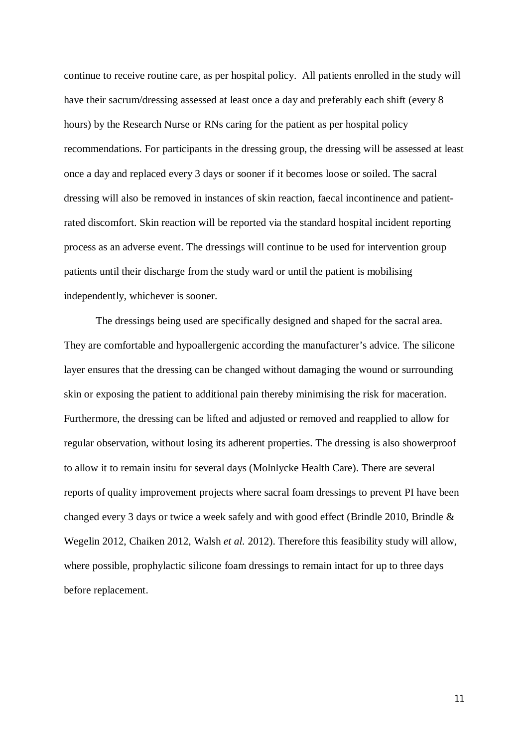continue to receive routine care, as per hospital policy. All patients enrolled in the study will have their sacrum/dressing assessed at least once a day and preferably each shift (every 8 hours) by the Research Nurse or RNs caring for the patient as per hospital policy recommendations. For participants in the dressing group, the dressing will be assessed at least once a day and replaced every 3 days or sooner if it becomes loose or soiled. The sacral dressing will also be removed in instances of skin reaction, faecal incontinence and patient-rated discomfort. Skin reaction will be reported via the standard hospital incident reporting process as an adverse event. The dressings will continue to be used for intervention group patients until their discharge from the study ward or until the patient is mobilising independently, whichever is sooner.

The dressings being used are specifically designed and shaped for the sacral area. They are comfortable and hypoallergenic according the manufacturer's advice. The silicone layer ensures that the dressing can be changed without damaging the wound or surrounding skin or exposing the patient to additional pain thereby minimising the risk for maceration. Furthermore, the dressing can be lifted and adjusted or removed and reapplied to allow for regular observation, without losing its adherent properties. The dressing is also showerproof to allow it to remain insitu for several days (Molnlycke Health Care). There are several reports of quality improvement projects where sacral foam dressings to prevent PI have been changed every 3 days or twice a week safely and with good effect (Brindle 2010, Brindle & Wegelin 2012, Chaiken 2012, Walsh *et al.* 2012). Therefore this feasibility study will allow, where possible, prophylactic silicone foam dressings to remain intact for up to three days before replacement.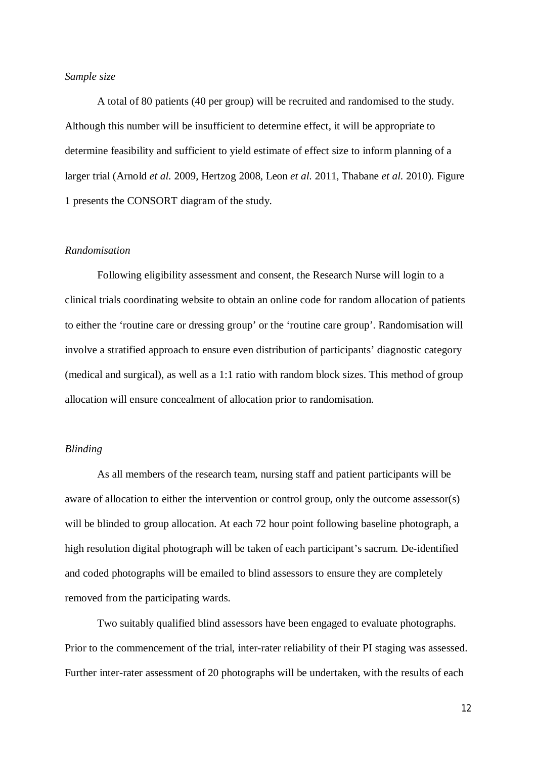*Sample size*

A total of 80 patients (40 per group) will be recruited and randomised to the study. Although this number will be insufficient to determine effect, it will be appropriate to determine feasibility and sufficient to yield estimate of effect size to inform planning of a larger trial (Arnold *et al.* 2009, Hertzog 2008, Leon *et al.* 2011, Thabane *et al.* 2010). Figure 1 presents the CONSORT diagram of the study.

*Randomisation*

Following eligibility assessment and consent, the Research Nurse will login to a clinical trials coordinating website to obtain an online code for random allocation of patients to either the 'routine care or dressing group' or the 'routine care group'. Randomisation will involve a stratified approach to ensure even distribution of participants' diagnostic category (medical and surgical), as well as a 1:1 ratio with random block sizes. This method of group allocation will ensure concealment of allocation prior to randomisation.

*Blinding*

As all members of the research team, nursing staff and patient participants will be aware of allocation to either the intervention or control group, only the outcome assessor(s) will be blinded to group allocation. At each 72 hour point following baseline photograph, a high resolution digital photograph will be taken of each participant's sacrum. De-identified and coded photographs will be emailed to blind assessors to ensure they are completely removed from the participating wards.

Two suitably qualified blind assessors have been engaged to evaluate photographs. Prior to the commencement of the trial, inter-rater reliability of their PI staging was assessed. Further inter-rater assessment of 20 photographs will be undertaken, with the results of each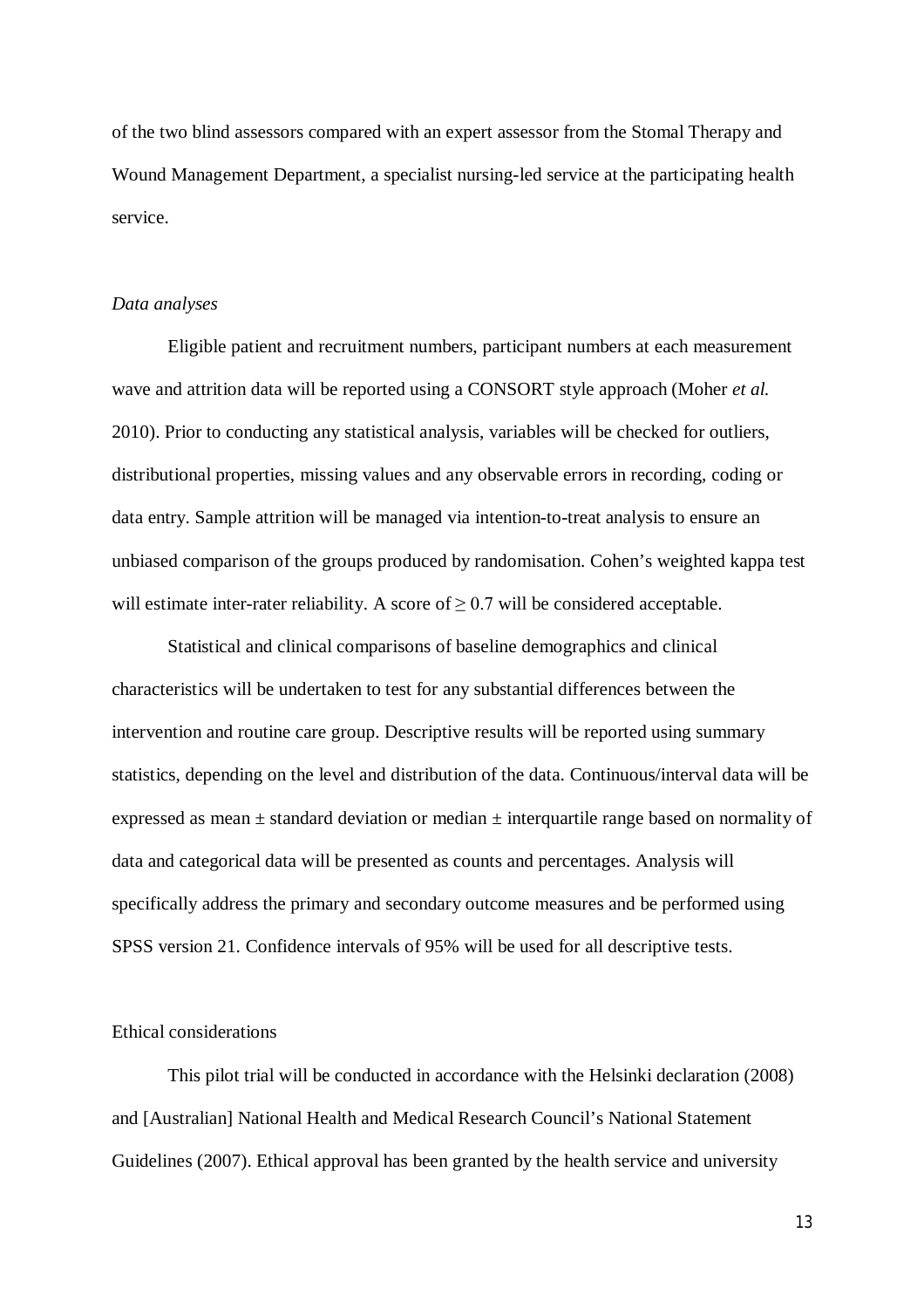of the two blind assessors compared with an expert assessor from the Stomal Therapy and Wound Management Department, a specialist nursing-led service at the participating health service.

*Data analyses*

Eligible patient and recruitment numbers, participant numbers at each measurement wave and attrition data will be reported using a CONSORT style approach (Moher *et al.* 2010). Prior to conducting any statistical analysis, variables will be checked for outliers, distributional properties, missing values and any observable errors in recording, coding or data entry. Sample attrition will be managed via intention-to-treat analysis to ensure an unbiased comparison of the groups produced by randomisation. Cohen's weighted kappa test will estimate inter-rater reliability. A score of $\geq 0.7$ will be considered acceptable.

Statistical and clinical comparisons of baseline demographics and clinical characteristics will be undertaken to test for any substantial differences between the intervention and routine care group. Descriptive results will be reported using summary statistics, depending on the level and distribution of the data. Continuous/interval data will be expressed as mean $\pm$ standard deviation or median $\pm$ interquartile range based on normality of data and categorical data will be presented as counts and percentages. Analysis will specifically address the primary and secondary outcome measures and be performed using SPSS version 21. Confidence intervals of 95% will be used for all descriptive tests.

Ethical considerations

This pilot trial will be conducted in accordance with the Helsinki declaration (2008) and [Australian] National Health and Medical Research Council's National Statement Guidelines (2007). Ethical approval has been granted by the health service and university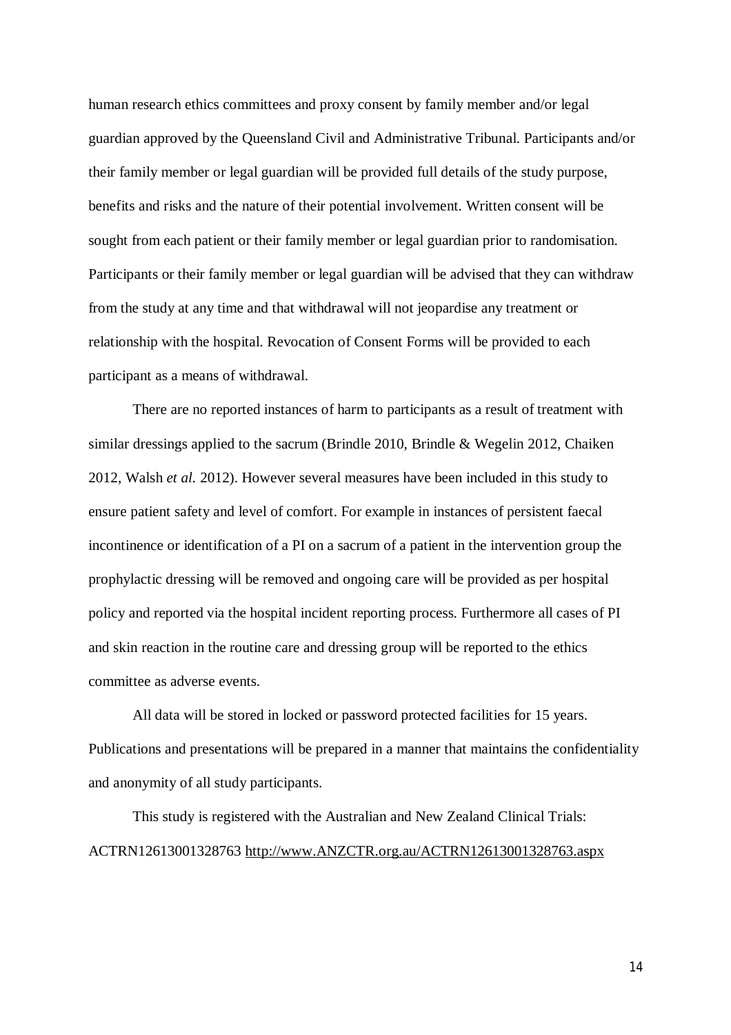human research ethics committees and proxy consent by family member and/or legal guardian approved by the Queensland Civil and Administrative Tribunal. Participants and/or their family member or legal guardian will be provided full details of the study purpose, benefits and risks and the nature of their potential involvement. Written consent will be sought from each patient or their family member or legal guardian prior to randomisation. Participants or their family member or legal guardian will be advised that they can withdraw from the study at any time and that withdrawal will not jeopardise any treatment or relationship with the hospital. Revocation of Consent Forms will be provided to each participant as a means of withdrawal.

There are no reported instances of harm to participants as a result of treatment with similar dressings applied to the sacrum (Brindle 2010, Brindle & Wegelin 2012, Chaiken 2012, Walsh *et al.* 2012). However several measures have been included in this study to ensure patient safety and level of comfort. For example in instances of persistent faecal incontinence or identification of a PI on a sacrum of a patient in the intervention group the prophylactic dressing will be removed and ongoing care will be provided as per hospital policy and reported via the hospital incident reporting process. Furthermore all cases of PI and skin reaction in the routine care and dressing group will be reported to the ethics committee as adverse events.

All data will be stored in locked or password protected facilities for 15 years. Publications and presentations will be prepared in a manner that maintains the confidentiality and anonymity of all study participants.

This study is registered with the Australian and New Zealand Clinical Trials: ACTRN12613001328763 http://www.ANZCTR.org.au/ACTRN12613001328763.aspx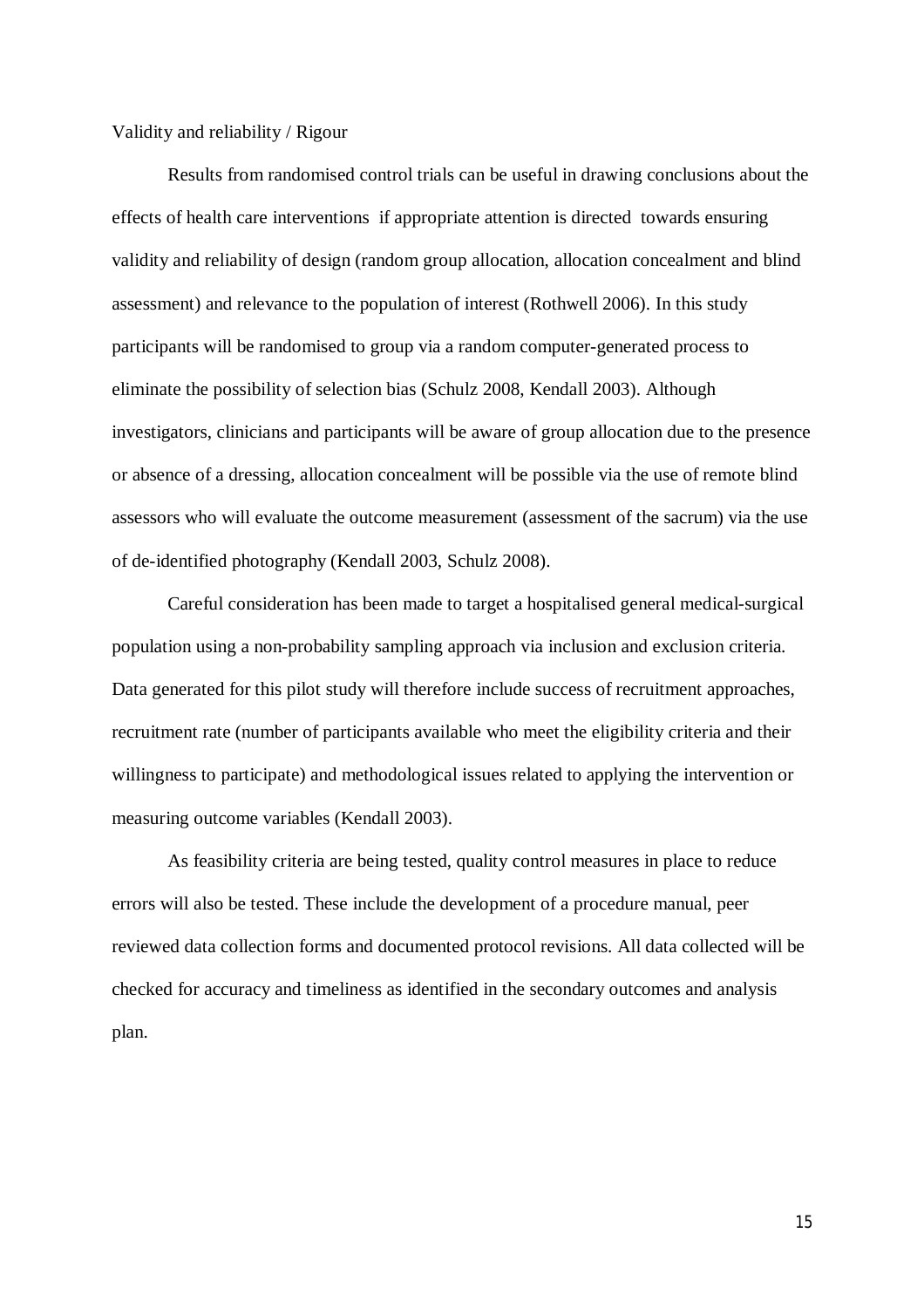Validity and reliability / Rigour

Results from randomised control trials can be useful in drawing conclusions about the effects of health care interventions if appropriate attention is directed towards ensuring validity and reliability of design (random group allocation, allocation concealment and blind assessment) and relevance to the population of interest (Rothwell 2006). In this study participants will be randomised to group via a random computer-generated process to eliminate the possibility of selection bias (Schulz 2008, Kendall 2003). Although investigators, clinicians and participants will be aware of group allocation due to the presence or absence of a dressing, allocation concealment will be possible via the use of remote blind assessors who will evaluate the outcome measurement (assessment of the sacrum) via the use of de-identified photography (Kendall 2003, Schulz 2008).

Careful consideration has been made to target a hospitalised general medical-surgical population using a non-probability sampling approach via inclusion and exclusion criteria. Data generated for this pilot study will therefore include success of recruitment approaches, recruitment rate (number of participants available who meet the eligibility criteria and their willingness to participate) and methodological issues related to applying the intervention or measuring outcome variables (Kendall 2003).

As feasibility criteria are being tested, quality control measures in place to reduce errors will also be tested. These include the development of a procedure manual, peer reviewed data collection forms and documented protocol revisions. All data collected will be checked for accuracy and timeliness as identified in the secondary outcomes and analysis plan.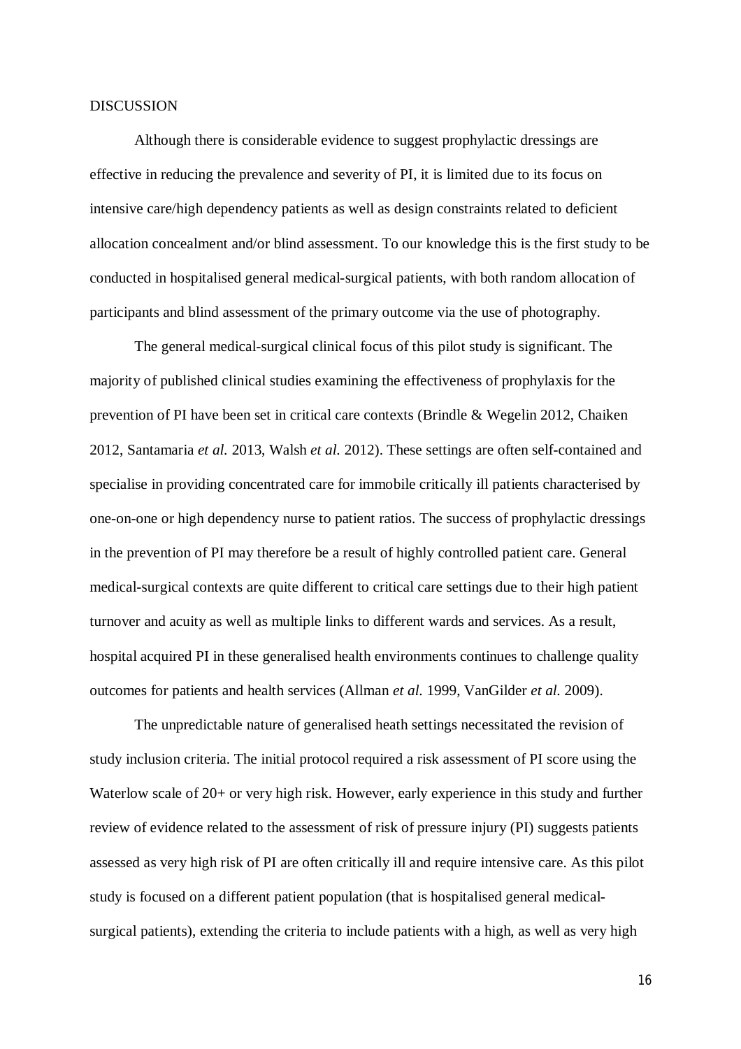## DISCUSSION

Although there is considerable evidence to suggest prophylactic dressings are effective in reducing the prevalence and severity of PI, it is limited due to its focus on intensive care/high dependency patients as well as design constraints related to deficient allocation concealment and/or blind assessment. To our knowledge this is the first study to be conducted in hospitalised general medical-surgical patients, with both random allocation of participants and blind assessment of the primary outcome via the use of photography.

The general medical-surgical clinical focus of this pilot study is significant. The majority of published clinical studies examining the effectiveness of prophylaxis for the prevention of PI have been set in critical care contexts (Brindle & Wegelin 2012, Chaiken 2012, Santamaria *et al.* 2013, Walsh *et al.* 2012). These settings are often self-contained and specialise in providing concentrated care for immobile critically ill patients characterised by one-on-one or high dependency nurse to patient ratios. The success of prophylactic dressings in the prevention of PI may therefore be a result of highly controlled patient care. General medical-surgical contexts are quite different to critical care settings due to their high patient turnover and acuity as well as multiple links to different wards and services. As a result, hospital acquired PI in these generalised health environments continues to challenge quality outcomes for patients and health services (Allman *et al.* 1999, VanGilder *et al.* 2009).

The unpredictable nature of generalised heath settings necessitated the revision of study inclusion criteria. The initial protocol required a risk assessment of PI score using the Waterlow scale of 20+ or very high risk. However, early experience in this study and further review of evidence related to the assessment of risk of pressure injury (PI) suggests patients assessed as very high risk of PI are often critically ill and require intensive care. As this pilot study is focused on a different patient population (that is hospitalised general medical-surgical patients), extending the criteria to include patients with a high, as well as very high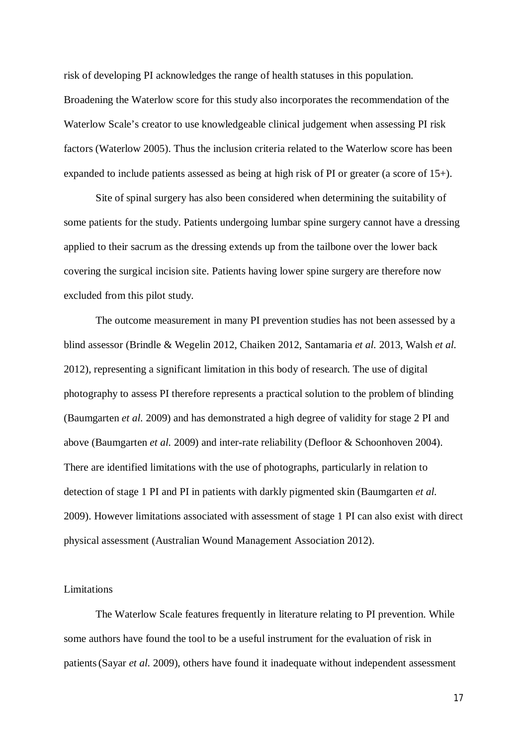risk of developing PI acknowledges the range of health statuses in this population. Broadening the Waterlow score for this study also incorporates the recommendation of the Waterlow Scale's creator to use knowledgeable clinical judgement when assessing PI risk factors (Waterlow 2005). Thus the inclusion criteria related to the Waterlow score has been expanded to include patients assessed as being at high risk of PI or greater (a score of 15+).

Site of spinal surgery has also been considered when determining the suitability of some patients for the study. Patients undergoing lumbar spine surgery cannot have a dressing applied to their sacrum as the dressing extends up from the tailbone over the lower back covering the surgical incision site. Patients having lower spine surgery are therefore now excluded from this pilot study.

The outcome measurement in many PI prevention studies has not been assessed by a blind assessor (Brindle & Wegelin 2012, Chaiken 2012, Santamaria *et al.* 2013, Walsh *et al.* 2012), representing a significant limitation in this body of research. The use of digital photography to assess PI therefore represents a practical solution to the problem of blinding (Baumgarten *et al.* 2009) and has demonstrated a high degree of validity for stage 2 PI and above (Baumgarten *et al.* 2009) and inter-rate reliability (Defloor & Schoonhoven 2004). There are identified limitations with the use of photographs, particularly in relation to detection of stage 1 PI and PI in patients with darkly pigmented skin (Baumgarten *et al.* 2009). However limitations associated with assessment of stage 1 PI can also exist with direct physical assessment (Australian Wound Management Association 2012).

## Limitations

The Waterlow Scale features frequently in literature relating to PI prevention. While some authors have found the tool to be a useful instrument for the evaluation of risk in patients (Sayar *et al.* 2009), others have found it inadequate without independent assessment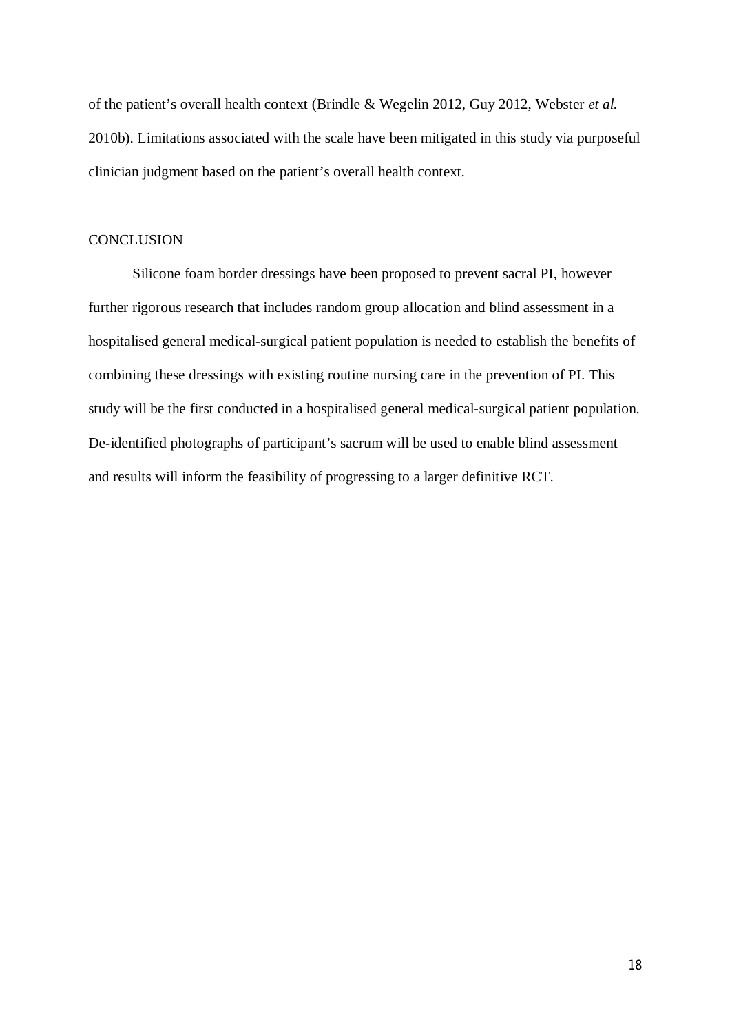of the patient's overall health context (Brindle & Wegelin 2012, Guy 2012, Webster *et al.* 2010b). Limitations associated with the scale have been mitigated in this study via purposeful clinician judgment based on the patient's overall health context.

## CONCLUSION

Silicone foam border dressings have been proposed to prevent sacral PI, however further rigorous research that includes random group allocation and blind assessment in a hospitalised general medical-surgical patient population is needed to establish the benefits of combining these dressings with existing routine nursing care in the prevention of PI. This study will be the first conducted in a hospitalised general medical-surgical patient population. De-identified photographs of participant's sacrum will be used to enable blind assessment and results will inform the feasibility of progressing to a larger definitive RCT.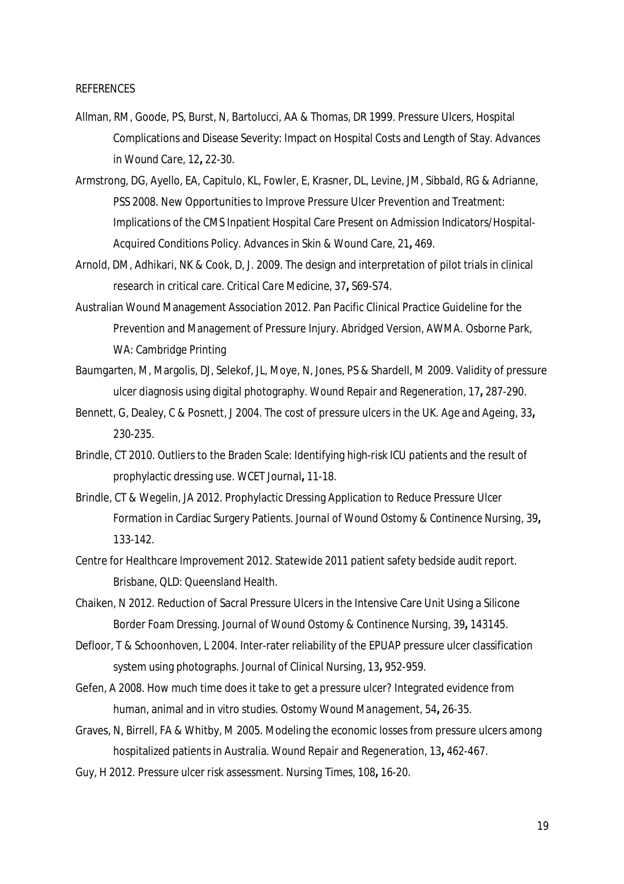REFERENCES

Allman, RM, Goode, PS, Burst, N, Bartolucci, AA & Thomas, DR 1999. Pressure Ulcers, Hospital Complications and Disease Severity: Impact on Hospital Costs and Length of Stay. *Advances in Wound Care,* 12**,** 22-30.

Armstrong, DG, Ayello, EA, Capitulo, KL, Fowler, E, Krasner, DL, Levine, JM, Sibbald, RG & Adrianne, PSS 2008. New Opportunities to Improve Pressure Ulcer Prevention and Treatment: Implications of the CMS Inpatient Hospital Care Present on Admission Indicators/Hospital-Acquired Conditions Policy. *Advances in Skin & Wound Care,* 21**,** 469.

Arnold, DM, Adhikari, NK & Cook, D, J. 2009. The design and interpretation of pilot trials in clinical research in critical care. *Critical Care Medicine,* 37**,** S69-S74.

Australian Wound Management Association 2012. Pan Pacific Clinical Practice Guideline for the Prevention and Management of Pressure Injury. Abridged Version, AWMA. Osborne Park, WA: Cambridge Printing

Baumgarten, M, Margolis, DJ, Selekof, JL, Moye, N, Jones, PS & Shardell, M 2009. Validity of pressure ulcer diagnosis using digital photography. *Wound Repair and Regeneration,* 17**,** 287-290.

Bennett, G, Dealey, C & Posnett, J 2004. The cost of pressure ulcers in the UK. *Age and Ageing,* 33**,** 230-235.

Brindle, CT 2010. Outliers to the Braden Scale: Identifying high-risk ICU patients and the result of prophylactic dressing use. *WCET Journal***,** 11-18.

Brindle, CT & Wegelin, JA 2012. Prophylactic Dressing Application to Reduce Pressure Ulcer Formation in Cardiac Surgery Patients. *Journal of Wound Ostomy & Continence Nursing,* 39**,** 133-142.

Centre for Healthcare Improvement 2012. Statewide 2011 patient safety bedside audit report. Brisbane, QLD: Queensland Health.

Chaiken, N 2012. Reduction of Sacral Pressure Ulcers in the Intensive Care Unit Using a Silicone Border Foam Dressing. *Journal of Wound Ostomy & Continence Nursing,* 39**,** 143145.

Defloor, T & Schoonhoven, L 2004. Inter-rater reliability of the EPUAP pressure ulcer classification system using photographs. *Journal of Clinical Nursing,* 13**,** 952-959.

Gefen, A 2008. How much time does it take to get a pressure ulcer? Integrated evidence from human, animal and in vitro studies. *Ostomy Wound Management,* 54**,** 26-35.

Graves, N, Birrell, FA & Whitby, M 2005. Modeling the economic losses from pressure ulcers among hospitalized patients in Australia. *Wound Repair and Regeneration,* 13**,** 462-467.

Guy, H 2012. Pressure ulcer risk assessment. *Nursing Times,* 108**,** 16-20.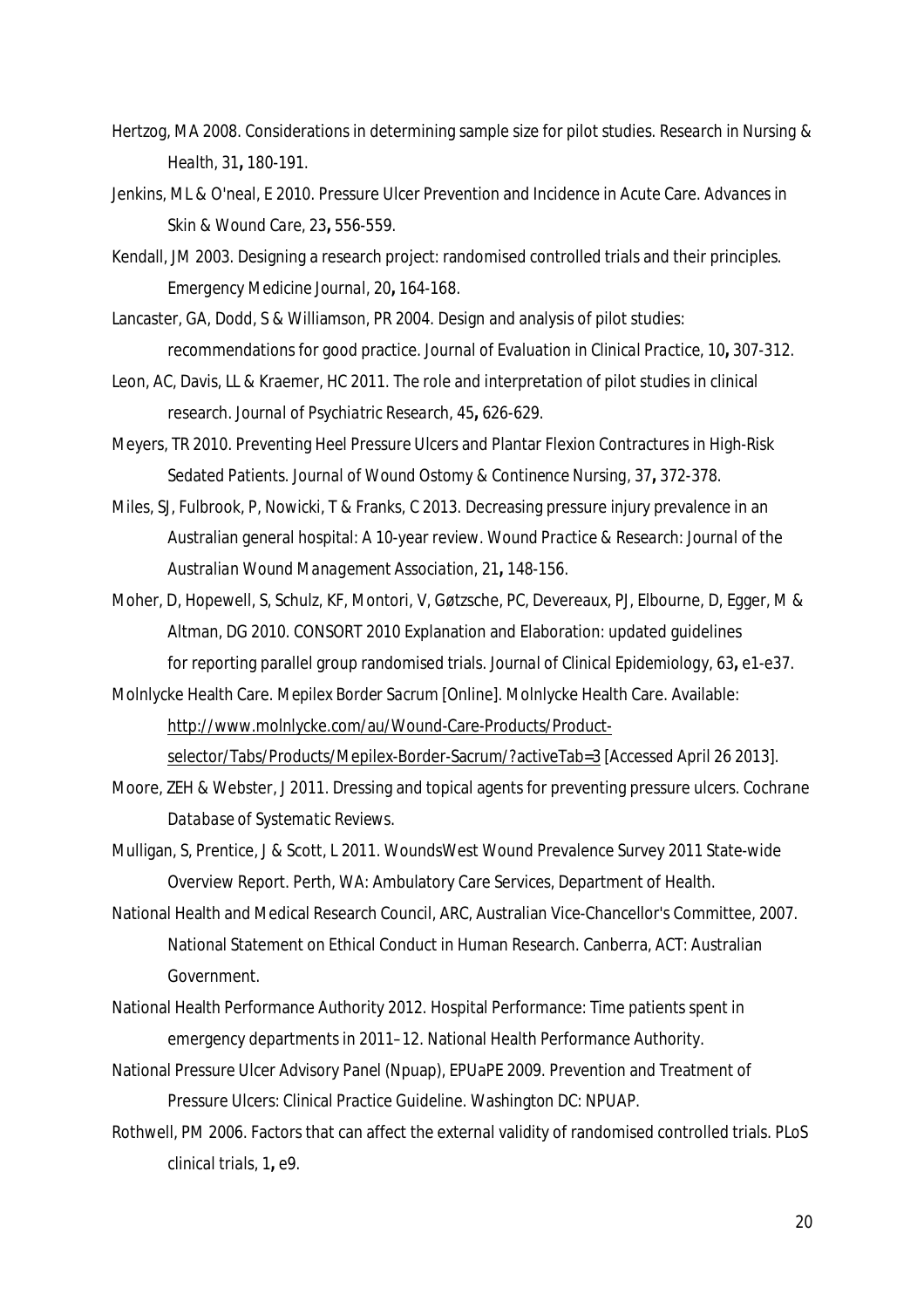Hertzog, MA 2008. Considerations in determining sample size for pilot studies. *Research in Nursing & Health,* 31**,** 180-191.

Jenkins, ML & O'neal, E 2010. Pressure Ulcer Prevention and Incidence in Acute Care. *Advances in Skin & Wound Care,* 23**,** 556-559.

Kendall, JM 2003. Designing a research project: randomised controlled trials and their principles. *Emergency Medicine Journal,* 20**,** 164-168.

Lancaster, GA, Dodd, S & Williamson, PR 2004. Design and analysis of pilot studies: recommendations for good practice. *Journal of Evaluation in Clinical Practice,* 10**,** 307-312.

Leon, AC, Davis, LL & Kraemer, HC 2011. The role and interpretation of pilot studies in clinical research. *Journal of Psychiatric Research,* 45**,** 626-629.

Meyers, TR 2010. Preventing Heel Pressure Ulcers and Plantar Flexion Contractures in High-Risk Sedated Patients. *Journal of Wound Ostomy & Continence Nursing,* 37**,** 372-378.

Miles, SJ, Fulbrook, P, Nowicki, T & Franks, C 2013. Decreasing pressure injury prevalence in an Australian general hospital: A 10-year review. *Wound Practice & Research: Journal of the Australian Wound Management Association,* 21**,** 148-156.

Moher, D, Hopewell, S, Schulz, KF, Montori, V, Gøtzsche, PC, Devereaux, PJ, Elbourne, D, Egger, M & Altman, DG 2010. CONSORT 2010 Explanation and Elaboration: updated guidelines for reporting parallel group randomised trials. *Journal of Clinical Epidemiology,* 63**,** e1-e37.

Molnlycke Health Care. *Mepilex Border Sacrum* [Online]. Molnlycke Health Care. Available: http://www.molnlycke.com/au/Wound-Care-Products/Product-selector/Tabs/Products/Mepilex-Border-Sacrum/?activeTab=3 [Accessed April 26 2013].

Moore, ZEH & Webster, J 2011. Dressing and topical agents for preventing pressure ulcers. *Cochrane Database of Systematic Reviews*.

Mulligan, S, Prentice, J & Scott, L 2011. WoundsWest Wound Prevalence Survey 2011 State-wide Overview Report. Perth, WA: Ambulatory Care Services, Department of Health.

National Health and Medical Research Council, ARC, Australian Vice-Chancellor's Committee, 2007. National Statement on Ethical Conduct in Human Research. Canberra, ACT: Australian Government.

National Health Performance Authority 2012. Hospital Performance: Time patients spent in emergency departments in 2011–12. National Health Performance Authority.

National Pressure Ulcer Advisory Panel (Npuap), EPUaPE 2009. Prevention and Treatment of Pressure Ulcers: Clinical Practice Guideline. Washington DC: NPUAP.

Rothwell, PM 2006. Factors that can affect the external validity of randomised controlled trials. *PLoS clinical trials,* 1**,** e9.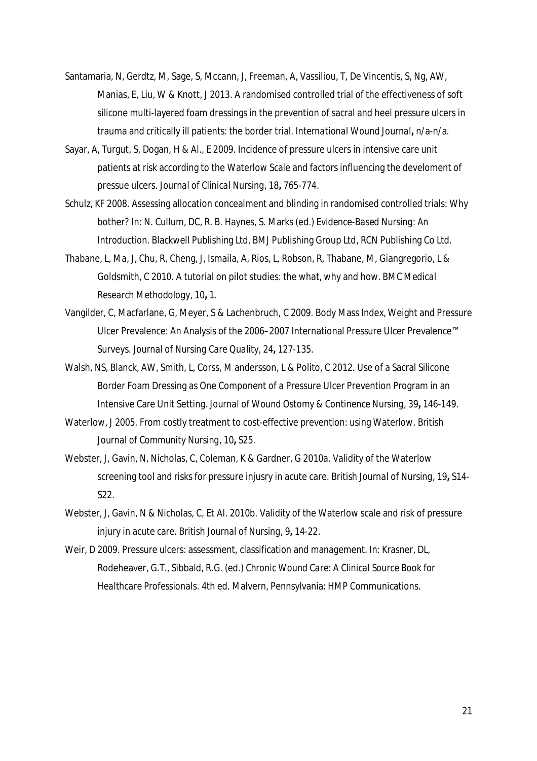Santamaria, N, Gerdtz, M, Sage, S, Mccann, J, Freeman, A, Vassiliou, T, De Vincentis, S, Ng, AW, Manias, E, Liu, W & Knott, J 2013. A randomised controlled trial of the effectiveness of soft silicone multi-layered foam dressings in the prevention of sacral and heel pressure ulcers in trauma and critically ill patients: the border trial. *International Wound Journal*, n/a-n/a.

Sayar, A, Turgut, S, Dogan, H & Al., E 2009. Incidence of pressure ulcers in intensive care unit patients at risk according to the Waterlow Scale and factors influencing the develoment of pressue ulcers. *Journal of Clinical Nursing*, 18**,** 765-774.

Schulz, KF 2008. Assessing allocation concealment and blinding in randomised controlled trials: Why bother? In: N. Cullum, DC, R. B. Haynes, S. Marks (ed.) *Evidence-Based Nursing: An Introduction.* Blackwell Publishing Ltd, BMJ Publishing Group Ltd, RCN Publishing Co Ltd.

Thabane, L, Ma, J, Chu, R, Cheng, J, Ismaila, A, Rios, L, Robson, R, Thabane, M, Giangregorio, L & Goldsmith, C 2010. A tutorial on pilot studies: the what, why and how. *BMC Medical Research Methodology*, 10**,** 1.

Vangilder, C, Macfarlane, G, Meyer, S & Lachenbruch, C 2009. Body Mass Index, Weight and Pressure Ulcer Prevalence: An Analysis of the 2006–2007 International Pressure Ulcer Prevalence™ Surveys. *Journal of Nursing Care Quality*, 24**,** 127-135.

Walsh, NS, Blanck, AW, Smith, L, Corss, M andersson, L & Polito, C 2012. Use of a Sacral Silicone Border Foam Dressing as One Component of a Pressure Ulcer Prevention Program in an Intensive Care Unit Setting. *Journal of Wound Ostomy & Continence Nursing*, 39**,** 146-149.

Waterlow, J 2005. From costly treatment to cost-effective prevention: using Waterlow. *British Journal of Community Nursing*, 10**,** S25.

Webster, J, Gavin, N, Nicholas, C, Coleman, K & Gardner, G 2010a. Validity of the Waterlow screening tool and risks for pressure injusry in acute care. *British Journal of Nursing*, 19**,** S14-S22.

Webster, J, Gavin, N & Nicholas, C, Et Al. 2010b. Validity of the Waterlow scale and risk of pressure injury in acute care. *British Journal of Nursing*, 9**,** 14-22.

Weir, D 2009. Pressure ulcers: assessment, classification and management. In: Krasner, DL, Rodeheaver, G.T., Sibbald, R.G. (ed.) *Chronic Wound Care: A Clinical Source Book for Healthcare Professionals.* 4th ed. Malvern, Pennsylvania: HMP Communications.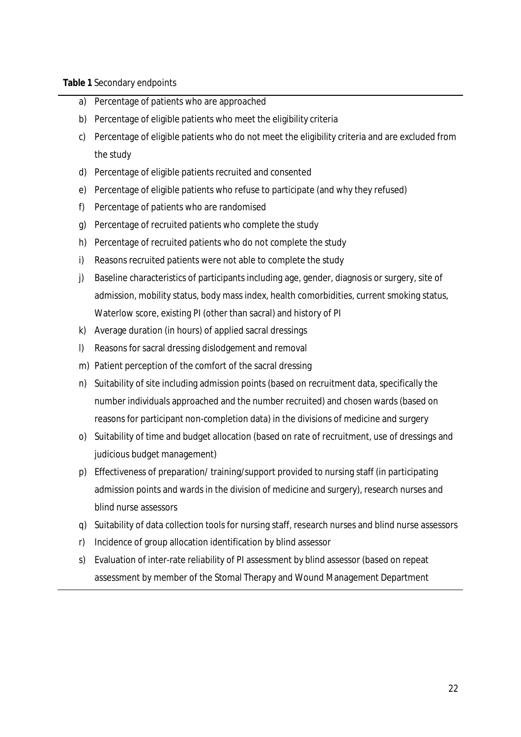**Table 1** Secondary endpoints

a) Percentage of patients who are approached
b) Percentage of eligible patients who meet the eligibility criteria
c) Percentage of eligible patients who do not meet the eligibility criteria and are excluded from the study
d) Percentage of eligible patients recruited and consented
e) Percentage of eligible patients who refuse to participate (and why they refused)
f) Percentage of patients who are randomised
g) Percentage of recruited patients who complete the study
h) Percentage of recruited patients who do not complete the study
i) Reasons recruited patients were not able to complete the study
j) Baseline characteristics of participants including age, gender, diagnosis or surgery, site of admission, mobility status, body mass index, health comorbidities, current smoking status, Waterlow score, existing PI (other than sacral) and history of PI
k) Average duration (in hours) of applied sacral dressings
l) Reasons for sacral dressing dislodgement and removal
m) Patient perception of the comfort of the sacral dressing
n) Suitability of site including admission points (based on recruitment data, specifically the number individuals approached and the number recruited) and chosen wards (based on reasons for participant non-completion data) in the divisions of medicine and surgery
o) Suitability of time and budget allocation (based on rate of recruitment, use of dressings and judicious budget management)
p) Effectiveness of preparation/ training/support provided to nursing staff (in participating admission points and wards in the division of medicine and surgery), research nurses and blind nurse assessors
q) Suitability of data collection tools for nursing staff, research nurses and blind nurse assessors
r) Incidence of group allocation identification by blind assessor
s) Evaluation of inter-rate reliability of PI assessment by blind assessor (based on repeat assessment by member of the Stomal Therapy and Wound Management Department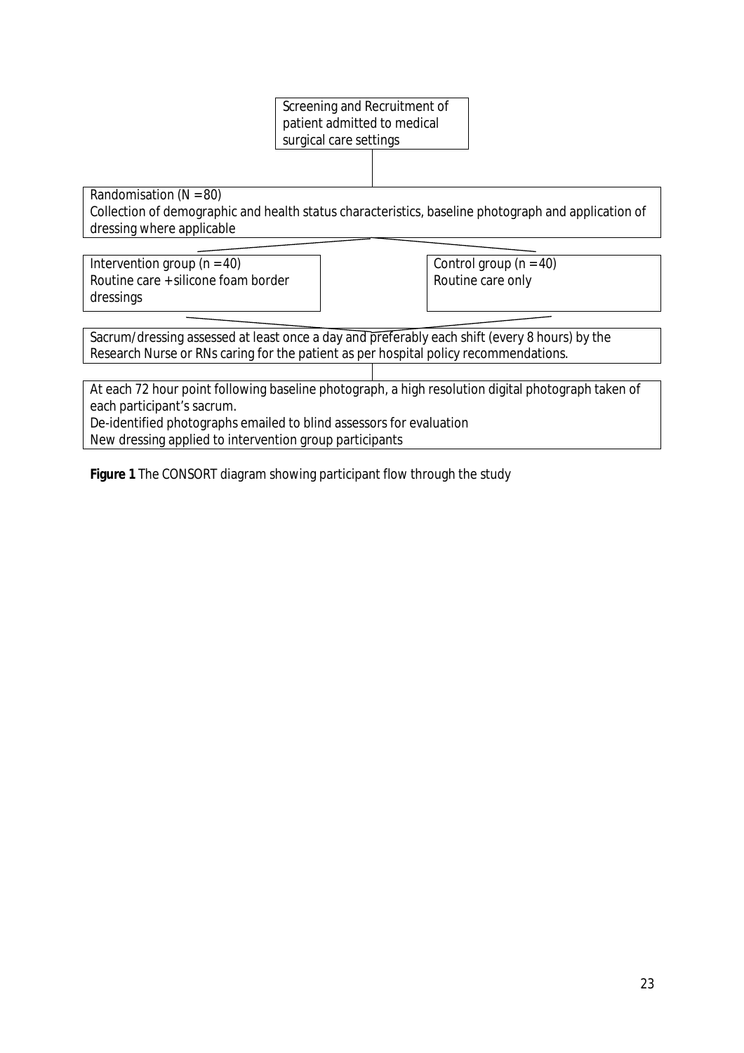Screening and Recruitment of patient admitted to medical surgical care settings

Randomisation (N = 80)
Collection of demographic and health status characteristics, baseline photograph and application of dressing where applicable

Intervention group (n = 40)
Routine care + silicone foam border dressings

Control group (n = 40)
Routine care only

Sacrum/dressing assessed at least once a day and preferably each shift (every 8 hours) by the Research Nurse or RNs caring for the patient as per hospital policy recommendations.

At each 72 hour point following baseline photograph, a high resolution digital photograph taken of each participant's sacrum.
De-identified photographs emailed to blind assessors for evaluation
New dressing applied to intervention group participants

**Figure 1** The CONSORT diagram showing participant flow through the study